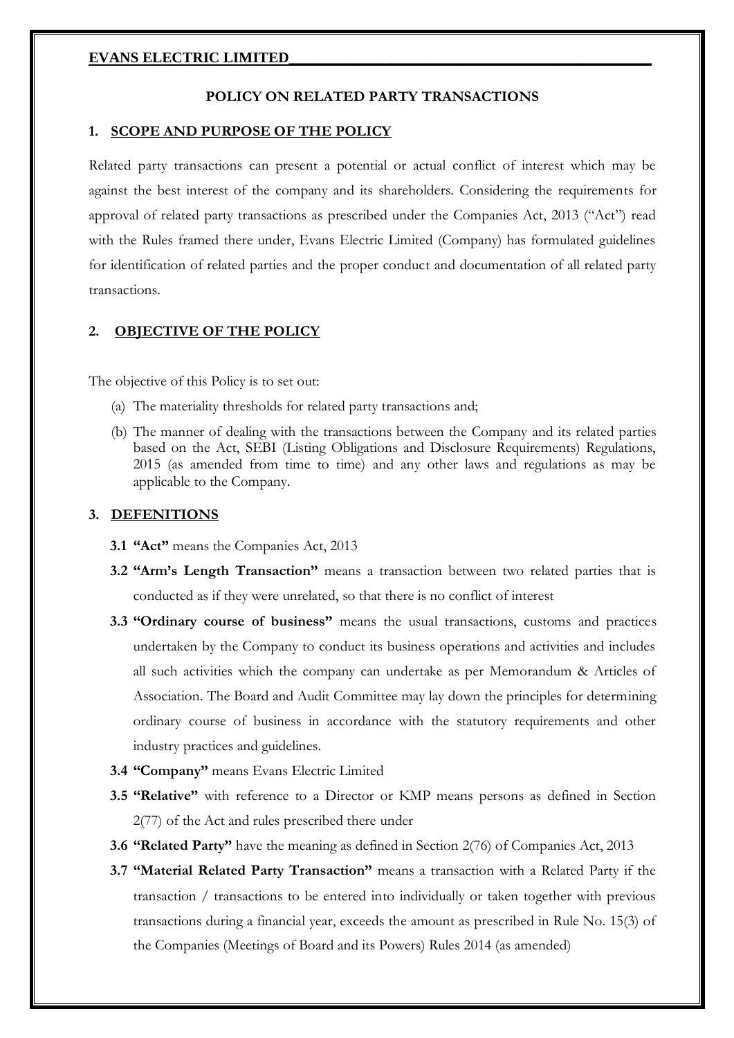**EVANS ELECTRIC LIMITED**

## POLICY ON RELATED PARTY TRANSACTIONS

### 1. SCOPE AND PURPOSE OF THE POLICY

Related party transactions can present a potential or actual conflict of interest which may be against the best interest of the company and its shareholders. Considering the requirements for approval of related party transactions as prescribed under the Companies Act, 2013 ("Act") read with the Rules framed there under, Evans Electric Limited (Company) has formulated guidelines for identification of related parties and the proper conduct and documentation of all related party transactions.

### 2. OBJECTIVE OF THE POLICY

The objective of this Policy is to set out:

(a) The materiality thresholds for related party transactions and;

(b) The manner of dealing with the transactions between the Company and its related parties based on the Act, SEBI (Listing Obligations and Disclosure Requirements) Regulations, 2015 (as amended from time to time) and any other laws and regulations as may be applicable to the Company.

### 3. DEFENITIONS

**3.1 "Act"** means the Companies Act, 2013

**3.2 "Arm's Length Transaction"** means a transaction between two related parties that is conducted as if they were unrelated, so that there is no conflict of interest

**3.3 "Ordinary course of business"** means the usual transactions, customs and practices undertaken by the Company to conduct its business operations and activities and includes all such activities which the company can undertake as per Memorandum & Articles of Association. The Board and Audit Committee may lay down the principles for determining ordinary course of business in accordance with the statutory requirements and other industry practices and guidelines.

**3.4 "Company"** means Evans Electric Limited

**3.5 "Relative"** with reference to a Director or KMP means persons as defined in Section 2(77) of the Act and rules prescribed there under

**3.6 "Related Party"** have the meaning as defined in Section 2(76) of Companies Act, 2013

**3.7 "Material Related Party Transaction"** means a transaction with a Related Party if the transaction / transactions to be entered into individually or taken together with previous transactions during a financial year, exceeds the amount as prescribed in Rule No. 15(3) of the Companies (Meetings of Board and its Powers) Rules 2014 (as amended)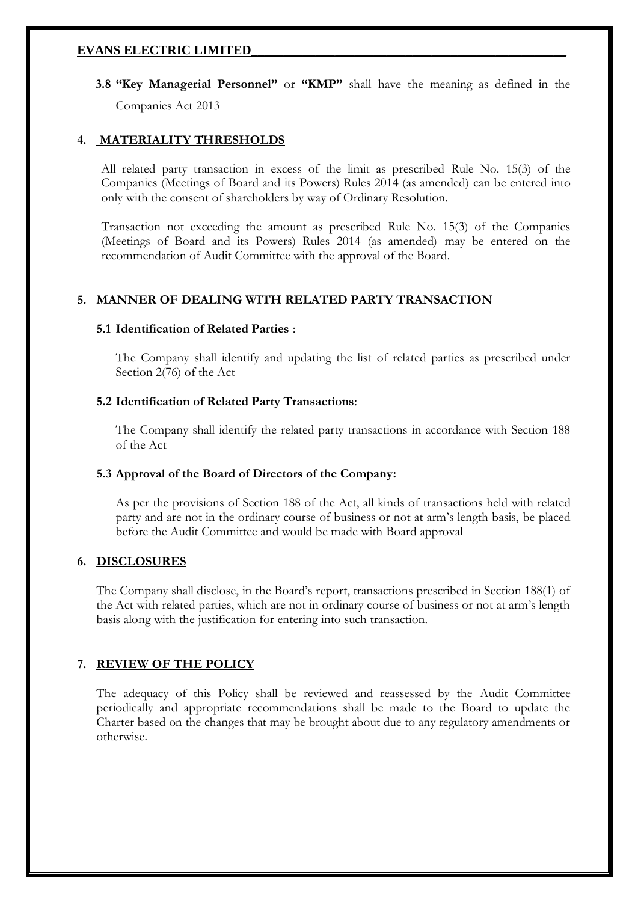**3.8 "Key Managerial Personnel"** or **"KMP"** shall have the meaning as defined in the Companies Act 2013

## 4. MATERIALITY THRESHOLDS

All related party transaction in excess of the limit as prescribed Rule No. 15(3) of the Companies (Meetings of Board and its Powers) Rules 2014 (as amended) can be entered into only with the consent of shareholders by way of Ordinary Resolution.

Transaction not exceeding the amount as prescribed Rule No. 15(3) of the Companies (Meetings of Board and its Powers) Rules 2014 (as amended) may be entered on the recommendation of Audit Committee with the approval of the Board.

## 5. MANNER OF DEALING WITH RELATED PARTY TRANSACTION

### 5.1 Identification of Related Parties :

The Company shall identify and updating the list of related parties as prescribed under Section 2(76) of the Act

### 5.2 Identification of Related Party Transactions:

The Company shall identify the related party transactions in accordance with Section 188 of the Act

### 5.3 Approval of the Board of Directors of the Company:

As per the provisions of Section 188 of the Act, all kinds of transactions held with related party and are not in the ordinary course of business or not at arm's length basis, be placed before the Audit Committee and would be made with Board approval

## 6. DISCLOSURES

The Company shall disclose, in the Board's report, transactions prescribed in Section 188(1) of the Act with related parties, which are not in ordinary course of business or not at arm's length basis along with the justification for entering into such transaction.

## 7. REVIEW OF THE POLICY

The adequacy of this Policy shall be reviewed and reassessed by the Audit Committee periodically and appropriate recommendations shall be made to the Board to update the Charter based on the changes that may be brought about due to any regulatory amendments or otherwise.